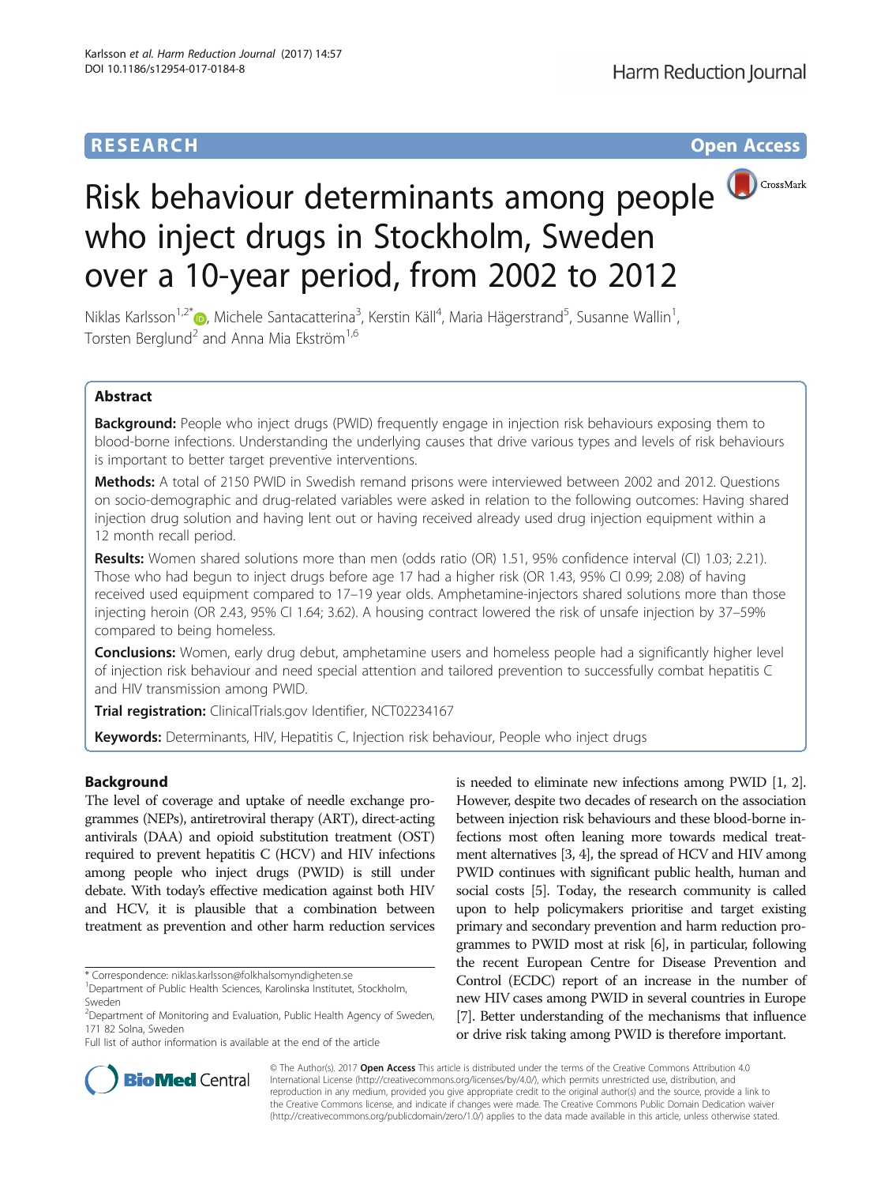RESEARCH

Open Access

# Risk behaviour determinants among people who inject drugs in Stockholm, Sweden over a 10-year period, from 2002 to 2012

Niklas Karlsson[1,2*], Michele Santacatterina[3], Kerstin Käll[4], Maria Hägerstrand[5], Susanne Wallin[1], Torsten Berglund[2] and Anna Mia Ekström[1,6]

## Abstract

**Background:** People who inject drugs (PWID) frequently engage in injection risk behaviours exposing them to blood-borne infections. Understanding the underlying causes that drive various types and levels of risk behaviours is important to better target preventive interventions.

**Methods:** A total of 2150 PWID in Swedish remand prisons were interviewed between 2002 and 2012. Questions on socio-demographic and drug-related variables were asked in relation to the following outcomes: Having shared injection drug solution and having lent out or having received already used drug injection equipment within a 12 month recall period.

**Results:** Women shared solutions more than men (odds ratio (OR) 1.51, 95% confidence interval (CI) 1.03; 2.21). Those who had begun to inject drugs before age 17 had a higher risk (OR 1.43, 95% CI 0.99; 2.08) of having received used equipment compared to 17–19 year olds. Amphetamine-injectors shared solutions more than those injecting heroin (OR 2.43, 95% CI 1.64; 3.62). A housing contract lowered the risk of unsafe injection by 37–59% compared to being homeless.

**Conclusions:** Women, early drug debut, amphetamine users and homeless people had a significantly higher level of injection risk behaviour and need special attention and tailored prevention to successfully combat hepatitis C and HIV transmission among PWID.

**Trial registration:** ClinicalTrials.gov Identifier, NCT02234167

**Keywords:** Determinants, HIV, Hepatitis C, Injection risk behaviour, People who inject drugs

## Background

The level of coverage and uptake of needle exchange programmes (NEPs), antiretroviral therapy (ART), direct-acting antivirals (DAA) and opioid substitution treatment (OST) required to prevent hepatitis C (HCV) and HIV infections among people who inject drugs (PWID) is still under debate. With today's effective medication against both HIV and HCV, it is plausible that a combination between treatment as prevention and other harm reduction services is needed to eliminate new infections among PWID [1, 2]. However, despite two decades of research on the association between injection risk behaviours and these blood-borne infections most often leaning more towards medical treatment alternatives [3, 4], the spread of HCV and HIV among PWID continues with significant public health, human and social costs [5]. Today, the research community is called upon to help policymakers prioritise and target existing primary and secondary prevention and harm reduction programmes to PWID most at risk [6], in particular, following the recent European Centre for Disease Prevention and Control (ECDC) report of an increase in the number of new HIV cases among PWID in several countries in Europe [7]. Better understanding of the mechanisms that influence or drive risk taking among PWID is therefore important.

\* Correspondence: niklas.karlsson@folkhalsomyndigheten.se
[1]Department of Public Health Sciences, Karolinska Institutet, Stockholm, Sweden
[2]Department of Monitoring and Evaluation, Public Health Agency of Sweden, 171 82 Solna, Sweden
Full list of author information is available at the end of the article

© The Author(s). 2017 **Open Access** This article is distributed under the terms of the Creative Commons Attribution 4.0 International License (http://creativecommons.org/licenses/by/4.0/), which permits unrestricted use, distribution, and reproduction in any medium, provided you give appropriate credit to the original author(s) and the source, provide a link to the Creative Commons license, and indicate if changes were made. The Creative Commons Public Domain Dedication waiver (http://creativecommons.org/publicdomain/zero/1.0/) applies to the data made available in this article, unless otherwise stated.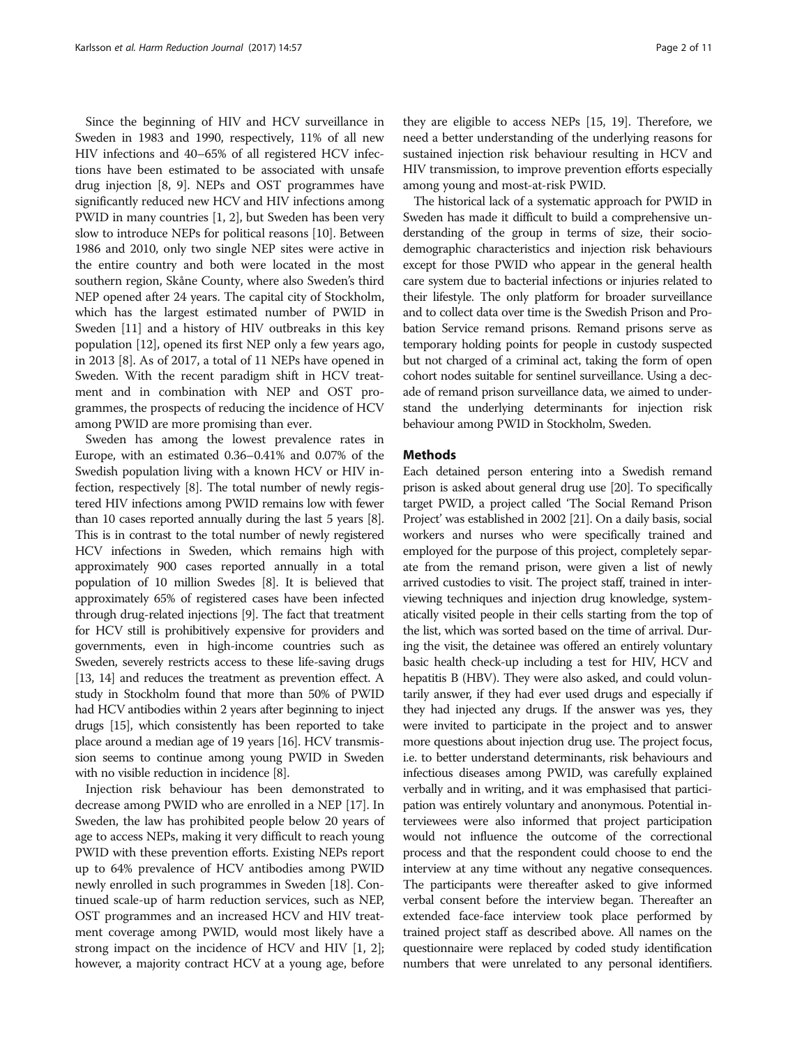Since the beginning of HIV and HCV surveillance in Sweden in 1983 and 1990, respectively, 11% of all new HIV infections and 40–65% of all registered HCV infections have been estimated to be associated with unsafe drug injection [8, 9]. NEPs and OST programmes have significantly reduced new HCV and HIV infections among PWID in many countries [1, 2], but Sweden has been very slow to introduce NEPs for political reasons [10]. Between 1986 and 2010, only two single NEP sites were active in the entire country and both were located in the most southern region, Skåne County, where also Sweden's third NEP opened after 24 years. The capital city of Stockholm, which has the largest estimated number of PWID in Sweden [11] and a history of HIV outbreaks in this key population [12], opened its first NEP only a few years ago, in 2013 [8]. As of 2017, a total of 11 NEPs have opened in Sweden. With the recent paradigm shift in HCV treatment and in combination with NEP and OST programmes, the prospects of reducing the incidence of HCV among PWID are more promising than ever.

Sweden has among the lowest prevalence rates in Europe, with an estimated 0.36–0.41% and 0.07% of the Swedish population living with a known HCV or HIV infection, respectively [8]. The total number of newly registered HIV infections among PWID remains low with fewer than 10 cases reported annually during the last 5 years [8]. This is in contrast to the total number of newly registered HCV infections in Sweden, which remains high with approximately 900 cases reported annually in a total population of 10 million Swedes [8]. It is believed that approximately 65% of registered cases have been infected through drug-related injections [9]. The fact that treatment for HCV still is prohibitively expensive for providers and governments, even in high-income countries such as Sweden, severely restricts access to these life-saving drugs [13, 14] and reduces the treatment as prevention effect. A study in Stockholm found that more than 50% of PWID had HCV antibodies within 2 years after beginning to inject drugs [15], which consistently has been reported to take place around a median age of 19 years [16]. HCV transmission seems to continue among young PWID in Sweden with no visible reduction in incidence [8].

Injection risk behaviour has been demonstrated to decrease among PWID who are enrolled in a NEP [17]. In Sweden, the law has prohibited people below 20 years of age to access NEPs, making it very difficult to reach young PWID with these prevention efforts. Existing NEPs report up to 64% prevalence of HCV antibodies among PWID newly enrolled in such programmes in Sweden [18]. Continued scale-up of harm reduction services, such as NEP, OST programmes and an increased HCV and HIV treatment coverage among PWID, would most likely have a strong impact on the incidence of HCV and HIV [1, 2]; however, a majority contract HCV at a young age, before they are eligible to access NEPs [15, 19]. Therefore, we need a better understanding of the underlying reasons for sustained injection risk behaviour resulting in HCV and HIV transmission, to improve prevention efforts especially among young and most-at-risk PWID.

The historical lack of a systematic approach for PWID in Sweden has made it difficult to build a comprehensive understanding of the group in terms of size, their sociodemographic characteristics and injection risk behaviours except for those PWID who appear in the general health care system due to bacterial infections or injuries related to their lifestyle. The only platform for broader surveillance and to collect data over time is the Swedish Prison and Probation Service remand prisons. Remand prisons serve as temporary holding points for people in custody suspected but not charged of a criminal act, taking the form of open cohort nodes suitable for sentinel surveillance. Using a decade of remand prison surveillance data, we aimed to understand the underlying determinants for injection risk behaviour among PWID in Stockholm, Sweden.

## Methods

Each detained person entering into a Swedish remand prison is asked about general drug use [20]. To specifically target PWID, a project called 'The Social Remand Prison Project' was established in 2002 [21]. On a daily basis, social workers and nurses who were specifically trained and employed for the purpose of this project, completely separate from the remand prison, were given a list of newly arrived custodies to visit. The project staff, trained in interviewing techniques and injection drug knowledge, systematically visited people in their cells starting from the top of the list, which was sorted based on the time of arrival. During the visit, the detainee was offered an entirely voluntary basic health check-up including a test for HIV, HCV and hepatitis B (HBV). They were also asked, and could voluntarily answer, if they had ever used drugs and especially if they had injected any drugs. If the answer was yes, they were invited to participate in the project and to answer more questions about injection drug use. The project focus, i.e. to better understand determinants, risk behaviours and infectious diseases among PWID, was carefully explained verbally and in writing, and it was emphasised that participation was entirely voluntary and anonymous. Potential interviewees were also informed that project participation would not influence the outcome of the correctional process and that the respondent could choose to end the interview at any time without any negative consequences. The participants were thereafter asked to give informed verbal consent before the interview began. Thereafter an extended face-face interview took place performed by trained project staff as described above. All names on the questionnaire were replaced by coded study identification numbers that were unrelated to any personal identifiers.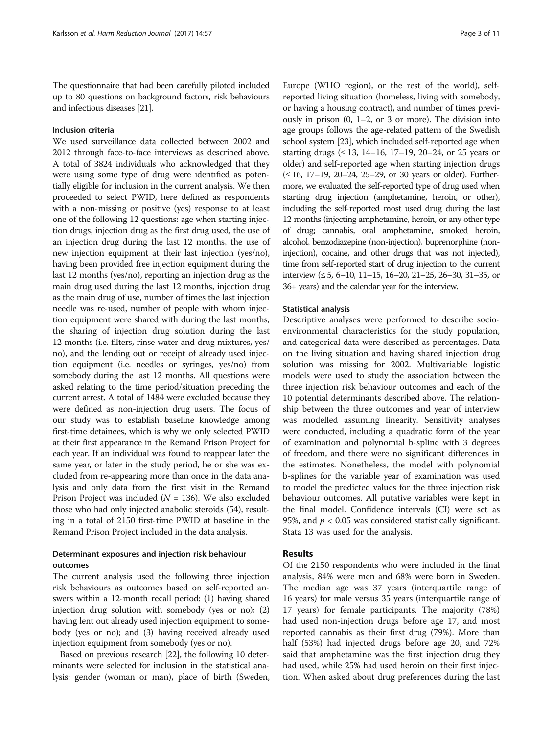The questionnaire that had been carefully piloted included up to 80 questions on background factors, risk behaviours and infectious diseases [21].

### Inclusion criteria

We used surveillance data collected between 2002 and 2012 through face-to-face interviews as described above. A total of 3824 individuals who acknowledged that they were using some type of drug were identified as potentially eligible for inclusion in the current analysis. We then proceeded to select PWID, here defined as respondents with a non-missing or positive (yes) response to at least one of the following 12 questions: age when starting injection drugs, injection drug as the first drug used, the use of an injection drug during the last 12 months, the use of new injection equipment at their last injection (yes/no), having been provided free injection equipment during the last 12 months (yes/no), reporting an injection drug as the main drug used during the last 12 months, injection drug as the main drug of use, number of times the last injection needle was re-used, number of people with whom injection equipment were shared with during the last months, the sharing of injection drug solution during the last 12 months (i.e. filters, rinse water and drug mixtures, yes/no), and the lending out or receipt of already used injection equipment (i.e. needles or syringes, yes/no) from somebody during the last 12 months. All questions were asked relating to the time period/situation preceding the current arrest. A total of 1484 were excluded because they were defined as non-injection drug users. The focus of our study was to establish baseline knowledge among first-time detainees, which is why we only selected PWID at their first appearance in the Remand Prison Project for each year. If an individual was found to reappear later the same year, or later in the study period, he or she was excluded from re-appearing more than once in the data analysis and only data from the first visit in the Remand Prison Project was included ($N$ = 136). We also excluded those who had only injected anabolic steroids (54), resulting in a total of 2150 first-time PWID at baseline in the Remand Prison Project included in the data analysis.

### Determinant exposures and injection risk behaviour outcomes

The current analysis used the following three injection risk behaviours as outcomes based on self-reported answers within a 12-month recall period: (1) having shared injection drug solution with somebody (yes or no); (2) having lent out already used injection equipment to somebody (yes or no); and (3) having received already used injection equipment from somebody (yes or no).

Based on previous research [22], the following 10 determinants were selected for inclusion in the statistical analysis: gender (woman or man), place of birth (Sweden, Europe (WHO region), or the rest of the world), self-reported living situation (homeless, living with somebody, or having a housing contract), and number of times previously in prison (0, 1–2, or 3 or more). The division into age groups follows the age-related pattern of the Swedish school system [23], which included self-reported age when starting drugs (≤ 13, 14–16, 17–19, 20–24, or 25 years or older) and self-reported age when starting injection drugs (≤ 16, 17–19, 20–24, 25–29, or 30 years or older). Furthermore, we evaluated the self-reported type of drug used when starting drug injection (amphetamine, heroin, or other), including the self-reported most used drug during the last 12 months (injecting amphetamine, heroin, or any other type of drug; cannabis, oral amphetamine, smoked heroin, alcohol, benzodiazepine (non-injection), buprenorphine (non-injection), cocaine, and other drugs that was not injected), time from self-reported start of drug injection to the current interview (≤ 5, 6–10, 11–15, 16–20, 21–25, 26–30, 31–35, or 36+ years) and the calendar year for the interview.

### Statistical analysis

Descriptive analyses were performed to describe socio-environmental characteristics for the study population, and categorical data were described as percentages. Data on the living situation and having shared injection drug solution was missing for 2002. Multivariable logistic models were used to study the association between the three injection risk behaviour outcomes and each of the 10 potential determinants described above. The relationship between the three outcomes and year of interview was modelled assuming linearity. Sensitivity analyses were conducted, including a quadratic form of the year of examination and polynomial b-spline with 3 degrees of freedom, and there were no significant differences in the estimates. Nonetheless, the model with polynomial b-splines for the variable year of examination was used to model the predicted values for the three injection risk behaviour outcomes. All putative variables were kept in the final model. Confidence intervals (CI) were set as 95%, and $p < 0.05$ was considered statistically significant. Stata 13 was used for the analysis.

## Results

Of the 2150 respondents who were included in the final analysis, 84% were men and 68% were born in Sweden. The median age was 37 years (interquartile range of 16 years) for male versus 35 years (interquartile range of 17 years) for female participants. The majority (78%) had used non-injection drugs before age 17, and most reported cannabis as their first drug (79%). More than half (53%) had injected drugs before age 20, and 72% said that amphetamine was the first injection drug they had used, while 25% had used heroin on their first injection. When asked about drug preferences during the last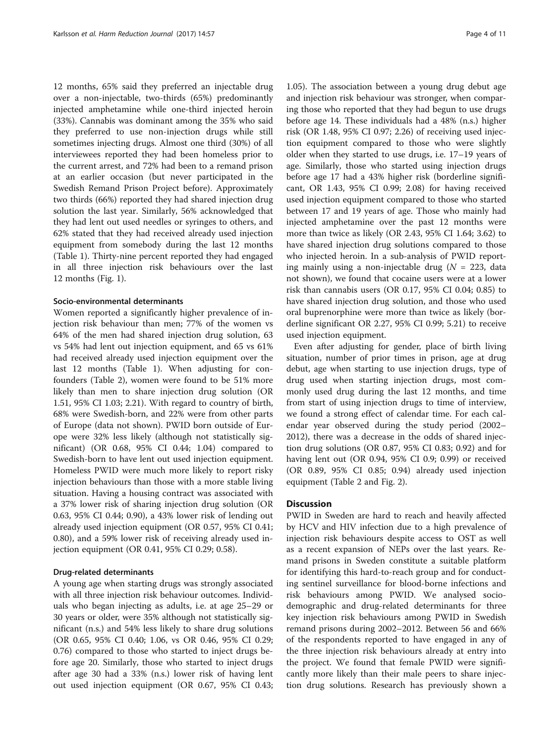12 months, 65% said they preferred an injectable drug over a non-injectable, two-thirds (65%) predominantly injected amphetamine while one-third injected heroin (33%). Cannabis was dominant among the 35% who said they preferred to use non-injection drugs while still sometimes injecting drugs. Almost one third (30%) of all interviewees reported they had been homeless prior to the current arrest, and 72% had been to a remand prison at an earlier occasion (but never participated in the Swedish Remand Prison Project before). Approximately two thirds (66%) reported they had shared injection drug solution the last year. Similarly, 56% acknowledged that they had lent out used needles or syringes to others, and 62% stated that they had received already used injection equipment from somebody during the last 12 months (Table 1). Thirty-nine percent reported they had engaged in all three injection risk behaviours over the last 12 months (Fig. 1).

### Socio-environmental determinants

Women reported a significantly higher prevalence of injection risk behaviour than men; 77% of the women vs 64% of the men had shared injection drug solution, 63 vs 54% had lent out injection equipment, and 65 vs 61% had received already used injection equipment over the last 12 months (Table 1). When adjusting for confounders (Table 2), women were found to be 51% more likely than men to share injection drug solution (OR 1.51, 95% CI 1.03; 2.21). With regard to country of birth, 68% were Swedish-born, and 22% were from other parts of Europe (data not shown). PWID born outside of Europe were 32% less likely (although not statistically significant) (OR 0.68, 95% CI 0.44; 1.04) compared to Swedish-born to have lent out used injection equipment. Homeless PWID were much more likely to report risky injection behaviours than those with a more stable living situation. Having a housing contract was associated with a 37% lower risk of sharing injection drug solution (OR 0.63, 95% CI 0.44; 0.90), a 43% lower risk of lending out already used injection equipment (OR 0.57, 95% CI 0.41; 0.80), and a 59% lower risk of receiving already used injection equipment (OR 0.41, 95% CI 0.29; 0.58).

### Drug-related determinants

A young age when starting drugs was strongly associated with all three injection risk behaviour outcomes. Individuals who began injecting as adults, i.e. at age 25–29 or 30 years or older, were 35% although not statistically significant (n.s.) and 54% less likely to share drug solutions (OR 0.65, 95% CI 0.40; 1.06, vs OR 0.46, 95% CI 0.29; 0.76) compared to those who started to inject drugs before age 20. Similarly, those who started to inject drugs after age 30 had a 33% (n.s.) lower risk of having lent out used injection equipment (OR 0.67, 95% CI 0.43; 1.05). The association between a young drug debut age and injection risk behaviour was stronger, when comparing those who reported that they had begun to use drugs before age 14. These individuals had a 48% (n.s.) higher risk (OR 1.48, 95% CI 0.97; 2.26) of receiving used injection equipment compared to those who were slightly older when they started to use drugs, i.e. 17–19 years of age. Similarly, those who started using injection drugs before age 17 had a 43% higher risk (borderline significant, OR 1.43, 95% CI 0.99; 2.08) for having received used injection equipment compared to those who started between 17 and 19 years of age. Those who mainly had injected amphetamine over the past 12 months were more than twice as likely (OR 2.43, 95% CI 1.64; 3.62) to have shared injection drug solutions compared to those who injected heroin. In a sub-analysis of PWID reporting mainly using a non-injectable drug ($N = 223$, data not shown), we found that cocaine users were at a lower risk than cannabis users (OR 0.17, 95% CI 0.04; 0.85) to have shared injection drug solution, and those who used oral buprenorphine were more than twice as likely (borderline significant OR 2.27, 95% CI 0.99; 5.21) to receive used injection equipment.

Even after adjusting for gender, place of birth living situation, number of prior times in prison, age at drug debut, age when starting to use injection drugs, type of drug used when starting injection drugs, most commonly used drug during the last 12 months, and time from start of using injection drugs to time of interview, we found a strong effect of calendar time. For each calendar year observed during the study period (2002–2012), there was a decrease in the odds of shared injection drug solutions (OR 0.87, 95% CI 0.83; 0.92) and for having lent out (OR 0.94, 95% CI 0.9; 0.99) or received (OR 0.89, 95% CI 0.85; 0.94) already used injection equipment (Table 2 and Fig. 2).

## Discussion

PWID in Sweden are hard to reach and heavily affected by HCV and HIV infection due to a high prevalence of injection risk behaviours despite access to OST as well as a recent expansion of NEPs over the last years. Remand prisons in Sweden constitute a suitable platform for identifying this hard-to-reach group and for conducting sentinel surveillance for blood-borne infections and risk behaviours among PWID. We analysed socio-demographic and drug-related determinants for three key injection risk behaviours among PWID in Swedish remand prisons during 2002–2012. Between 56 and 66% of the respondents reported to have engaged in any of the three injection risk behaviours already at entry into the project. We found that female PWID were significantly more likely than their male peers to share injection drug solutions. Research has previously shown a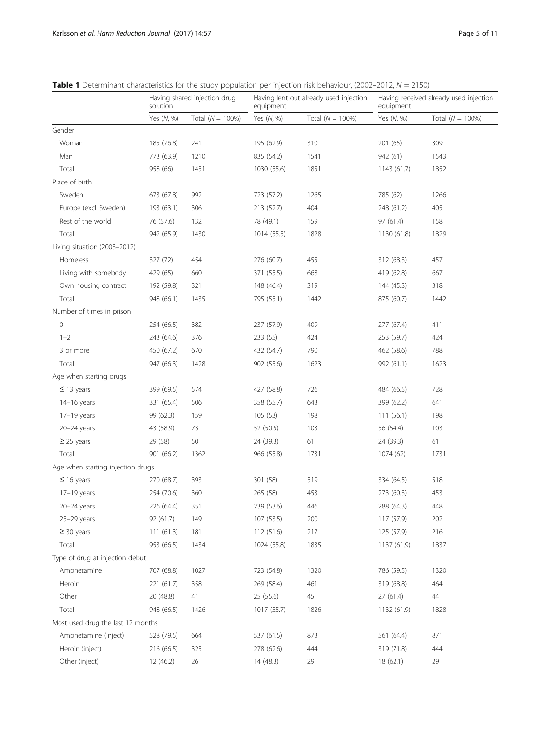**Table 1** Determinant characteristics for the study population per injection risk behaviour, (2002–2012, $N$ = 2150)

| | Having shared injection drug solution | | Having lent out already used injection equipment | | Having received already used injection equipment | |
|---|---|---|---|---|---|---|
| | Yes ($N$, %) | Total ($N$ = 100%) | Yes ($N$, %) | Total ($N$ = 100%) | Yes ($N$, %) | Total ($N$ = 100%) |
| Gender | | | | | | |
| Woman | 185 (76.8) | 241 | 195 (62.9) | 310 | 201 (65) | 309 |
| Man | 773 (63.9) | 1210 | 835 (54.2) | 1541 | 942 (61) | 1543 |
| Total | 958 (66) | 1451 | 1030 (55.6) | 1851 | 1143 (61.7) | 1852 |
| Place of birth | | | | | | |
| Sweden | 673 (67.8) | 992 | 723 (57.2) | 1265 | 785 (62) | 1266 |
| Europe (excl. Sweden) | 193 (63.1) | 306 | 213 (52.7) | 404 | 248 (61.2) | 405 |
| Rest of the world | 76 (57.6) | 132 | 78 (49.1) | 159 | 97 (61.4) | 158 |
| Total | 942 (65.9) | 1430 | 1014 (55.5) | 1828 | 1130 (61.8) | 1829 |
| Living situation (2003–2012) | | | | | | |
| Homeless | 327 (72) | 454 | 276 (60.7) | 455 | 312 (68.3) | 457 |
| Living with somebody | 429 (65) | 660 | 371 (55.5) | 668 | 419 (62.8) | 667 |
| Own housing contract | 192 (59.8) | 321 | 148 (46.4) | 319 | 144 (45.3) | 318 |
| Total | 948 (66.1) | 1435 | 795 (55.1) | 1442 | 875 (60.7) | 1442 |
| Number of times in prison | | | | | | |
| 0 | 254 (66.5) | 382 | 237 (57.9) | 409 | 277 (67.4) | 411 |
| 1–2 | 243 (64.6) | 376 | 233 (55) | 424 | 253 (59.7) | 424 |
| 3 or more | 450 (67.2) | 670 | 432 (54.7) | 790 | 462 (58.6) | 788 |
| Total | 947 (66.3) | 1428 | 902 (55.6) | 1623 | 992 (61.1) | 1623 |
| Age when starting drugs | | | | | | |
| ≤ 13 years | 399 (69.5) | 574 | 427 (58.8) | 726 | 484 (66.5) | 728 |
| 14–16 years | 331 (65.4) | 506 | 358 (55.7) | 643 | 399 (62.2) | 641 |
| 17–19 years | 99 (62.3) | 159 | 105 (53) | 198 | 111 (56.1) | 198 |
| 20–24 years | 43 (58.9) | 73 | 52 (50.5) | 103 | 56 (54.4) | 103 |
| ≥ 25 years | 29 (58) | 50 | 24 (39.3) | 61 | 24 (39.3) | 61 |
| Total | 901 (66.2) | 1362 | 966 (55.8) | 1731 | 1074 (62) | 1731 |
| Age when starting injection drugs | | | | | | |
| ≤ 16 years | 270 (68.7) | 393 | 301 (58) | 519 | 334 (64.5) | 518 |
| 17–19 years | 254 (70.6) | 360 | 265 (58) | 453 | 273 (60.3) | 453 |
| 20–24 years | 226 (64.4) | 351 | 239 (53.6) | 446 | 288 (64.3) | 448 |
| 25–29 years | 92 (61.7) | 149 | 107 (53.5) | 200 | 117 (57.9) | 202 |
| ≥ 30 years | 111 (61.3) | 181 | 112 (51.6) | 217 | 125 (57.9) | 216 |
| Total | 953 (66.5) | 1434 | 1024 (55.8) | 1835 | 1137 (61.9) | 1837 |
| Type of drug at injection debut | | | | | | |
| Amphetamine | 707 (68.8) | 1027 | 723 (54.8) | 1320 | 786 (59.5) | 1320 |
| Heroin | 221 (61.7) | 358 | 269 (58.4) | 461 | 319 (68.8) | 464 |
| Other | 20 (48.8) | 41 | 25 (55.6) | 45 | 27 (61.4) | 44 |
| Total | 948 (66.5) | 1426 | 1017 (55.7) | 1826 | 1132 (61.9) | 1828 |
| Most used drug the last 12 months | | | | | | |
| Amphetamine (inject) | 528 (79.5) | 664 | 537 (61.5) | 873 | 561 (64.4) | 871 |
| Heroin (inject) | 216 (66.5) | 325 | 278 (62.6) | 444 | 319 (71.8) | 444 |
| Other (inject) | 12 (46.2) | 26 | 14 (48.3) | 29 | 18 (62.1) | 29 |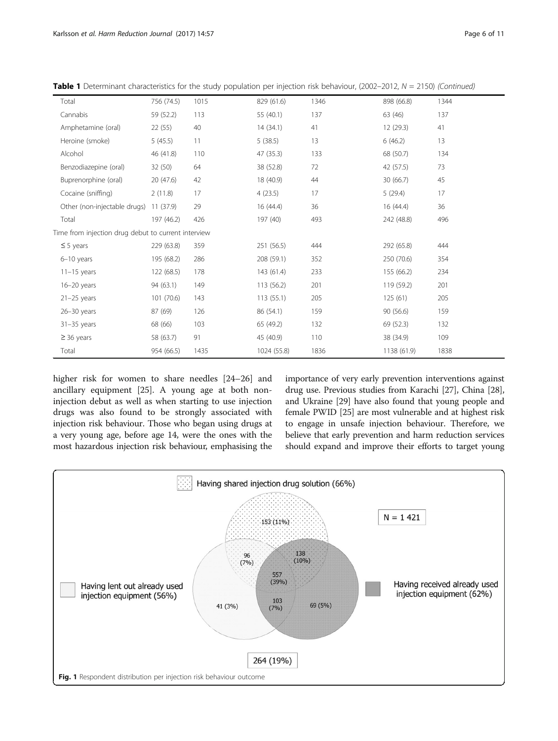**Table 1** Determinant characteristics for the study population per injection risk behaviour, (2002–2012, $N = 2150$) *(Continued)*

| | | | | | | |
|---|---|---|---|---|---|---|
| Total | 756 (74.5) | 1015 | 829 (61.6) | 1346 | 898 (66.8) | 1344 |
| Cannabis | 59 (52.2) | 113 | 55 (40.1) | 137 | 63 (46) | 137 |
| Amphetamine (oral) | 22 (55) | 40 | 14 (34.1) | 41 | 12 (29.3) | 41 |
| Heroine (smoke) | 5 (45.5) | 11 | 5 (38.5) | 13 | 6 (46.2) | 13 |
| Alcohol | 46 (41.8) | 110 | 47 (35.3) | 133 | 68 (50.7) | 134 |
| Benzodiazepine (oral) | 32 (50) | 64 | 38 (52.8) | 72 | 42 (57.5) | 73 |
| Buprenorphine (oral) | 20 (47.6) | 42 | 18 (40.9) | 44 | 30 (66.7) | 45 |
| Cocaine (sniffing) | 2 (11.8) | 17 | 4 (23.5) | 17 | 5 (29.4) | 17 |
| Other (non-injectable drugs) | 11 (37.9) | 29 | 16 (44.4) | 36 | 16 (44.4) | 36 |
| Total | 197 (46.2) | 426 | 197 (40) | 493 | 242 (48.8) | 496 |
| Time from injection drug debut to current interview | | | | | | |
| ≤ 5 years | 229 (63.8) | 359 | 251 (56.5) | 444 | 292 (65.8) | 444 |
| 6–10 years | 195 (68.2) | 286 | 208 (59.1) | 352 | 250 (70.6) | 354 |
| 11–15 years | 122 (68.5) | 178 | 143 (61.4) | 233 | 155 (66.2) | 234 |
| 16–20 years | 94 (63.1) | 149 | 113 (56.2) | 201 | 119 (59.2) | 201 |
| 21–25 years | 101 (70.6) | 143 | 113 (55.1) | 205 | 125 (61) | 205 |
| 26–30 years | 87 (69) | 126 | 86 (54.1) | 159 | 90 (56.6) | 159 |
| 31–35 years | 68 (66) | 103 | 65 (49.2) | 132 | 69 (52.3) | 132 |
| ≥ 36 years | 58 (63.7) | 91 | 45 (40.9) | 110 | 38 (34.9) | 109 |
| Total | 954 (66.5) | 1435 | 1024 (55.8) | 1836 | 1138 (61.9) | 1838 |

higher risk for women to share needles [24–26] and ancillary equipment [25]. A young age at both non-injection debut as well as when starting to use injection drugs was also found to be strongly associated with injection risk behaviour. Those who began using drugs at a very young age, before age 14, were the ones with the most hazardous injection risk behaviour, emphasising the importance of very early prevention interventions against drug use. Previous studies from Karachi [27], China [28], and Ukraine [29] have also found that young people and female PWID [25] are most vulnerable and at highest risk to engage in unsafe injection behaviour. Therefore, we believe that early prevention and harm reduction services should expand and improve their efforts to target young

**Fig. 1** Respondent distribution per injection risk behaviour outcome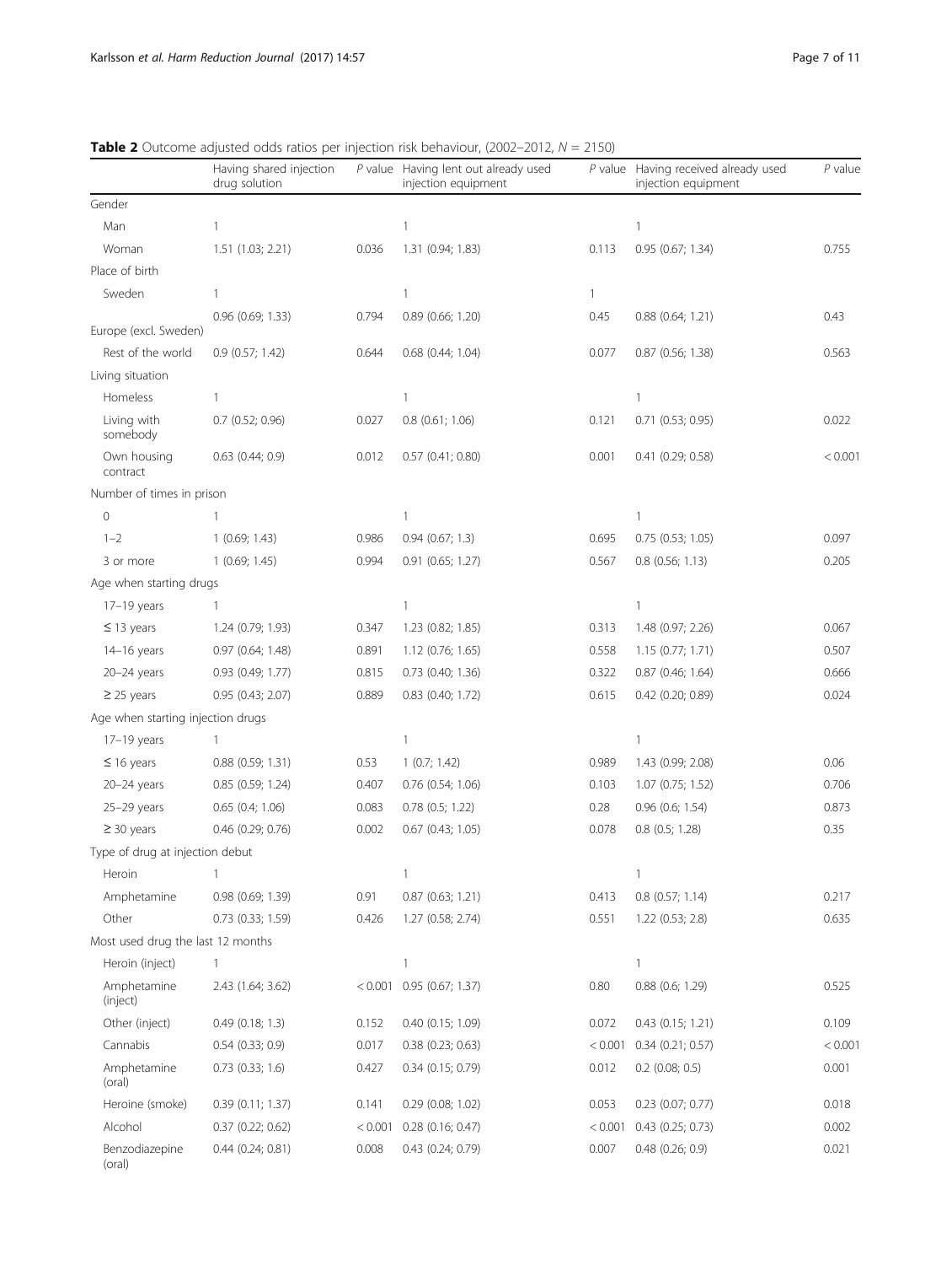**Table 2** Outcome adjusted odds ratios per injection risk behaviour, (2002–2012, $N$ = 2150)

| | Having shared injection drug solution | *P* value | Having lent out already used injection equipment | *P* value | Having received already used injection equipment | *P* value |
|---|---|---|---|---|---|---|
| Gender | | | | | | |
| Man | 1 | | 1 | | 1 | |
| Woman | 1.51 (1.03; 2.21) | 0.036 | 1.31 (0.94; 1.83) | 0.113 | 0.95 (0.67; 1.34) | 0.755 |
| Place of birth | | | | | | |
| Sweden | 1 | | 1 | | 1 | |
| Europe (excl. Sweden) | 0.96 (0.69; 1.33) | 0.794 | 0.89 (0.66; 1.20) | 0.45 | 0.88 (0.64; 1.21) | 0.43 |
| Rest of the world | 0.9 (0.57; 1.42) | 0.644 | 0.68 (0.44; 1.04) | 0.077 | 0.87 (0.56; 1.38) | 0.563 |
| Living situation | | | | | | |
| Homeless | 1 | | 1 | | 1 | |
| Living with somebody | 0.7 (0.52; 0.96) | 0.027 | 0.8 (0.61; 1.06) | 0.121 | 0.71 (0.53; 0.95) | 0.022 |
| Own housing contract | 0.63 (0.44; 0.9) | 0.012 | 0.57 (0.41; 0.80) | 0.001 | 0.41 (0.29; 0.58) | < 0.001 |
| Number of times in prison | | | | | | |
| 0 | 1 | | 1 | | 1 | |
| 1–2 | 1 (0.69; 1.43) | 0.986 | 0.94 (0.67; 1.3) | 0.695 | 0.75 (0.53; 1.05) | 0.097 |
| 3 or more | 1 (0.69; 1.45) | 0.994 | 0.91 (0.65; 1.27) | 0.567 | 0.8 (0.56; 1.13) | 0.205 |
| Age when starting drugs | | | | | | |
| 17–19 years | 1 | | 1 | | 1 | |
| ≤ 13 years | 1.24 (0.79; 1.93) | 0.347 | 1.23 (0.82; 1.85) | 0.313 | 1.48 (0.97; 2.26) | 0.067 |
| 14–16 years | 0.97 (0.64; 1.48) | 0.891 | 1.12 (0.76; 1.65) | 0.558 | 1.15 (0.77; 1.71) | 0.507 |
| 20–24 years | 0.93 (0.49; 1.77) | 0.815 | 0.73 (0.40; 1.36) | 0.322 | 0.87 (0.46; 1.64) | 0.666 |
| ≥ 25 years | 0.95 (0.43; 2.07) | 0.889 | 0.83 (0.40; 1.72) | 0.615 | 0.42 (0.20; 0.89) | 0.024 |
| Age when starting injection drugs | | | | | | |
| 17–19 years | 1 | | 1 | | 1 | |
| ≤ 16 years | 0.88 (0.59; 1.31) | 0.53 | 1 (0.7; 1.42) | 0.989 | 1.43 (0.99; 2.08) | 0.06 |
| 20–24 years | 0.85 (0.59; 1.24) | 0.407 | 0.76 (0.54; 1.06) | 0.103 | 1.07 (0.75; 1.52) | 0.706 |
| 25–29 years | 0.65 (0.4; 1.06) | 0.083 | 0.78 (0.5; 1.22) | 0.28 | 0.96 (0.6; 1.54) | 0.873 |
| ≥ 30 years | 0.46 (0.29; 0.76) | 0.002 | 0.67 (0.43; 1.05) | 0.078 | 0.8 (0.5; 1.28) | 0.35 |
| Type of drug at injection debut | | | | | | |
| Heroin | 1 | | 1 | | 1 | |
| Amphetamine | 0.98 (0.69; 1.39) | 0.91 | 0.87 (0.63; 1.21) | 0.413 | 0.8 (0.57; 1.14) | 0.217 |
| Other | 0.73 (0.33; 1.59) | 0.426 | 1.27 (0.58; 2.74) | 0.551 | 1.22 (0.53; 2.8) | 0.635 |
| Most used drug the last 12 months | | | | | | |
| Heroin (inject) | 1 | | 1 | | 1 | |
| Amphetamine (inject) | 2.43 (1.64; 3.62) | < 0.001 | 0.95 (0.67; 1.37) | 0.80 | 0.88 (0.6; 1.29) | 0.525 |
| Other (inject) | 0.49 (0.18; 1.3) | 0.152 | 0.40 (0.15; 1.09) | 0.072 | 0.43 (0.15; 1.21) | 0.109 |
| Cannabis | 0.54 (0.33; 0.9) | 0.017 | 0.38 (0.23; 0.63) | < 0.001 | 0.34 (0.21; 0.57) | < 0.001 |
| Amphetamine (oral) | 0.73 (0.33; 1.6) | 0.427 | 0.34 (0.15; 0.79) | 0.012 | 0.2 (0.08; 0.5) | 0.001 |
| Heroine (smoke) | 0.39 (0.11; 1.37) | 0.141 | 0.29 (0.08; 1.02) | 0.053 | 0.23 (0.07; 0.77) | 0.018 |
| Alcohol | 0.37 (0.22; 0.62) | < 0.001 | 0.28 (0.16; 0.47) | < 0.001 | 0.43 (0.25; 0.73) | 0.002 |
| Benzodiazepine (oral) | 0.44 (0.24; 0.81) | 0.008 | 0.43 (0.24; 0.79) | 0.007 | 0.48 (0.26; 0.9) | 0.021 |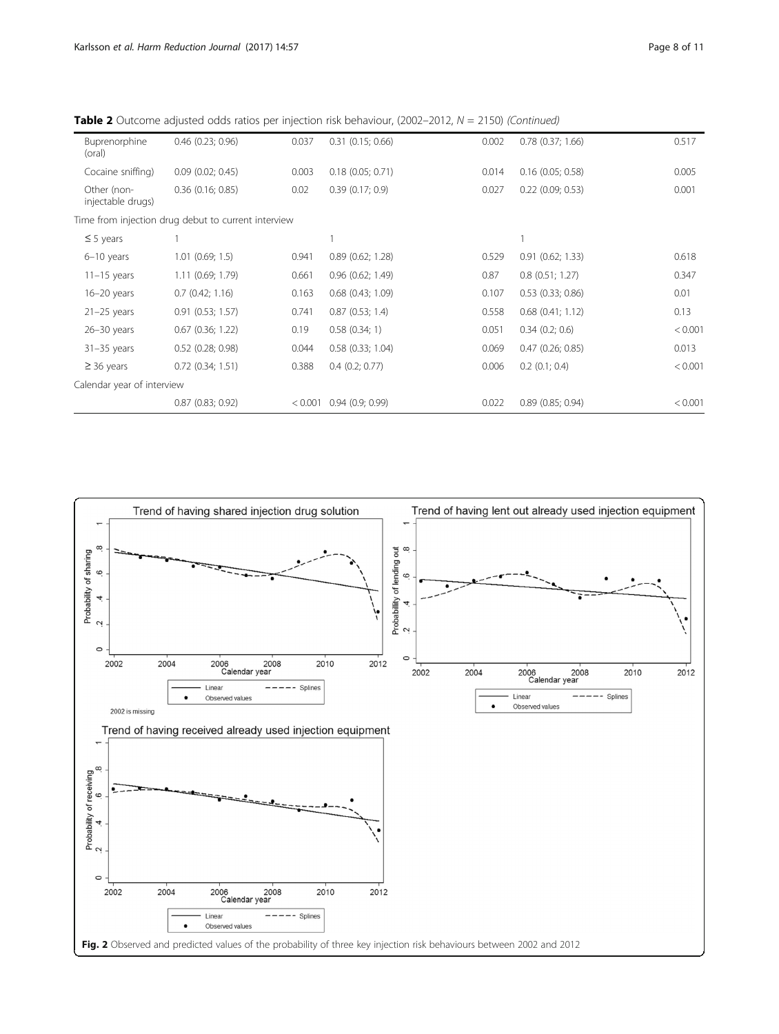**Table 2** Outcome adjusted odds ratios per injection risk behaviour, (2002–2012, $N = 2150$) *(Continued)*

| | | | | | | |
|---|---|---|---|---|---|---|
| Buprenorphine (oral) | 0.46 (0.23; 0.96) | 0.037 | 0.31 (0.15; 0.66) | 0.002 | 0.78 (0.37; 1.66) | 0.517 |
| Cocaine sniffing) | 0.09 (0.02; 0.45) | 0.003 | 0.18 (0.05; 0.71) | 0.014 | 0.16 (0.05; 0.58) | 0.005 |
| Other (non-injectable drugs) | 0.36 (0.16; 0.85) | 0.02 | 0.39 (0.17; 0.9) | 0.027 | 0.22 (0.09; 0.53) | 0.001 |
| Time from injection drug debut to current interview | | | | | | |
| ≤ 5 years | 1 | | 1 | | 1 | |
| 6–10 years | 1.01 (0.69; 1.5) | 0.941 | 0.89 (0.62; 1.28) | 0.529 | 0.91 (0.62; 1.33) | 0.618 |
| 11–15 years | 1.11 (0.69; 1.79) | 0.661 | 0.96 (0.62; 1.49) | 0.87 | 0.8 (0.51; 1.27) | 0.347 |
| 16–20 years | 0.7 (0.42; 1.16) | 0.163 | 0.68 (0.43; 1.09) | 0.107 | 0.53 (0.33; 0.86) | 0.01 |
| 21–25 years | 0.91 (0.53; 1.57) | 0.741 | 0.87 (0.53; 1.4) | 0.558 | 0.68 (0.41; 1.12) | 0.13 |
| 26–30 years | 0.67 (0.36; 1.22) | 0.19 | 0.58 (0.34; 1) | 0.051 | 0.34 (0.2; 0.6) | < 0.001 |
| 31–35 years | 0.52 (0.28; 0.98) | 0.044 | 0.58 (0.33; 1.04) | 0.069 | 0.47 (0.26; 0.85) | 0.013 |
| ≥ 36 years | 0.72 (0.34; 1.51) | 0.388 | 0.4 (0.2; 0.77) | 0.006 | 0.2 (0.1; 0.4) | < 0.001 |
| Calendar year of interview | | | | | | |
| | 0.87 (0.83; 0.92) | < 0.001 | 0.94 (0.9; 0.99) | 0.022 | 0.89 (0.85; 0.94) | < 0.001 |

**Fig. 2** Observed and predicted values of the probability of three key injection risk behaviours between 2002 and 2012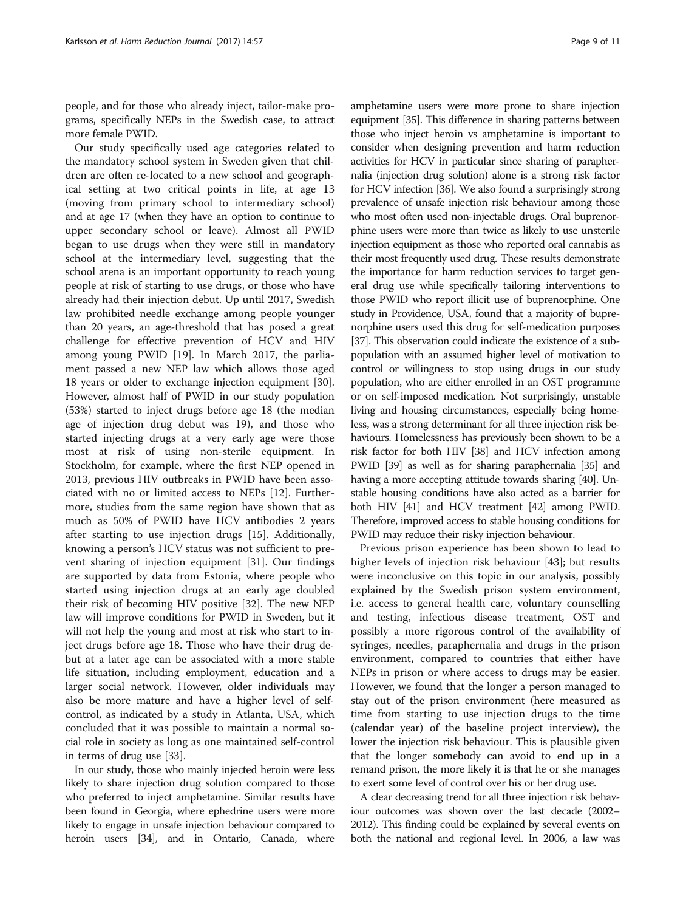people, and for those who already inject, tailor-make programs, specifically NEPs in the Swedish case, to attract more female PWID.

Our study specifically used age categories related to the mandatory school system in Sweden given that children are often re-located to a new school and geographical setting at two critical points in life, at age 13 (moving from primary school to intermediary school) and at age 17 (when they have an option to continue to upper secondary school or leave). Almost all PWID began to use drugs when they were still in mandatory school at the intermediary level, suggesting that the school arena is an important opportunity to reach young people at risk of starting to use drugs, or those who have already had their injection debut. Up until 2017, Swedish law prohibited needle exchange among people younger than 20 years, an age-threshold that has posed a great challenge for effective prevention of HCV and HIV among young PWID [19]. In March 2017, the parliament passed a new NEP law which allows those aged 18 years or older to exchange injection equipment [30]. However, almost half of PWID in our study population (53%) started to inject drugs before age 18 (the median age of injection drug debut was 19), and those who started injecting drugs at a very early age were those most at risk of using non-sterile equipment. In Stockholm, for example, where the first NEP opened in 2013, previous HIV outbreaks in PWID have been associated with no or limited access to NEPs [12]. Furthermore, studies from the same region have shown that as much as 50% of PWID have HCV antibodies 2 years after starting to use injection drugs [15]. Additionally, knowing a person's HCV status was not sufficient to prevent sharing of injection equipment [31]. Our findings are supported by data from Estonia, where people who started using injection drugs at an early age doubled their risk of becoming HIV positive [32]. The new NEP law will improve conditions for PWID in Sweden, but it will not help the young and most at risk who start to inject drugs before age 18. Those who have their drug debut at a later age can be associated with a more stable life situation, including employment, education and a larger social network. However, older individuals may also be more mature and have a higher level of self-control, as indicated by a study in Atlanta, USA, which concluded that it was possible to maintain a normal social role in society as long as one maintained self-control in terms of drug use [33].

In our study, those who mainly injected heroin were less likely to share injection drug solution compared to those who preferred to inject amphetamine. Similar results have been found in Georgia, where ephedrine users were more likely to engage in unsafe injection behaviour compared to heroin users [34], and in Ontario, Canada, where amphetamine users were more prone to share injection equipment [35]. This difference in sharing patterns between those who inject heroin vs amphetamine is important to consider when designing prevention and harm reduction activities for HCV in particular since sharing of paraphernalia (injection drug solution) alone is a strong risk factor for HCV infection [36]. We also found a surprisingly strong prevalence of unsafe injection risk behaviour among those who most often used non-injectable drugs. Oral buprenorphine users were more than twice as likely to use unsterile injection equipment as those who reported oral cannabis as their most frequently used drug. These results demonstrate the importance for harm reduction services to target general drug use while specifically tailoring interventions to those PWID who report illicit use of buprenorphine. One study in Providence, USA, found that a majority of buprenorphine users used this drug for self-medication purposes [37]. This observation could indicate the existence of a subpopulation with an assumed higher level of motivation to control or willingness to stop using drugs in our study population, who are either enrolled in an OST programme or on self-imposed medication. Not surprisingly, unstable living and housing circumstances, especially being homeless, was a strong determinant for all three injection risk behaviours. Homelessness has previously been shown to be a risk factor for both HIV [38] and HCV infection among PWID [39] as well as for sharing paraphernalia [35] and having a more accepting attitude towards sharing [40]. Unstable housing conditions have also acted as a barrier for both HIV [41] and HCV treatment [42] among PWID. Therefore, improved access to stable housing conditions for PWID may reduce their risky injection behaviour.

Previous prison experience has been shown to lead to higher levels of injection risk behaviour [43]; but results were inconclusive on this topic in our analysis, possibly explained by the Swedish prison system environment, i.e. access to general health care, voluntary counselling and testing, infectious disease treatment, OST and possibly a more rigorous control of the availability of syringes, needles, paraphernalia and drugs in the prison environment, compared to countries that either have NEPs in prison or where access to drugs may be easier. However, we found that the longer a person managed to stay out of the prison environment (here measured as time from starting to use injection drugs to the time (calendar year) of the baseline project interview), the lower the injection risk behaviour. This is plausible given that the longer somebody can avoid to end up in a remand prison, the more likely it is that he or she manages to exert some level of control over his or her drug use.

A clear decreasing trend for all three injection risk behaviour outcomes was shown over the last decade (2002–2012). This finding could be explained by several events on both the national and regional level. In 2006, a law was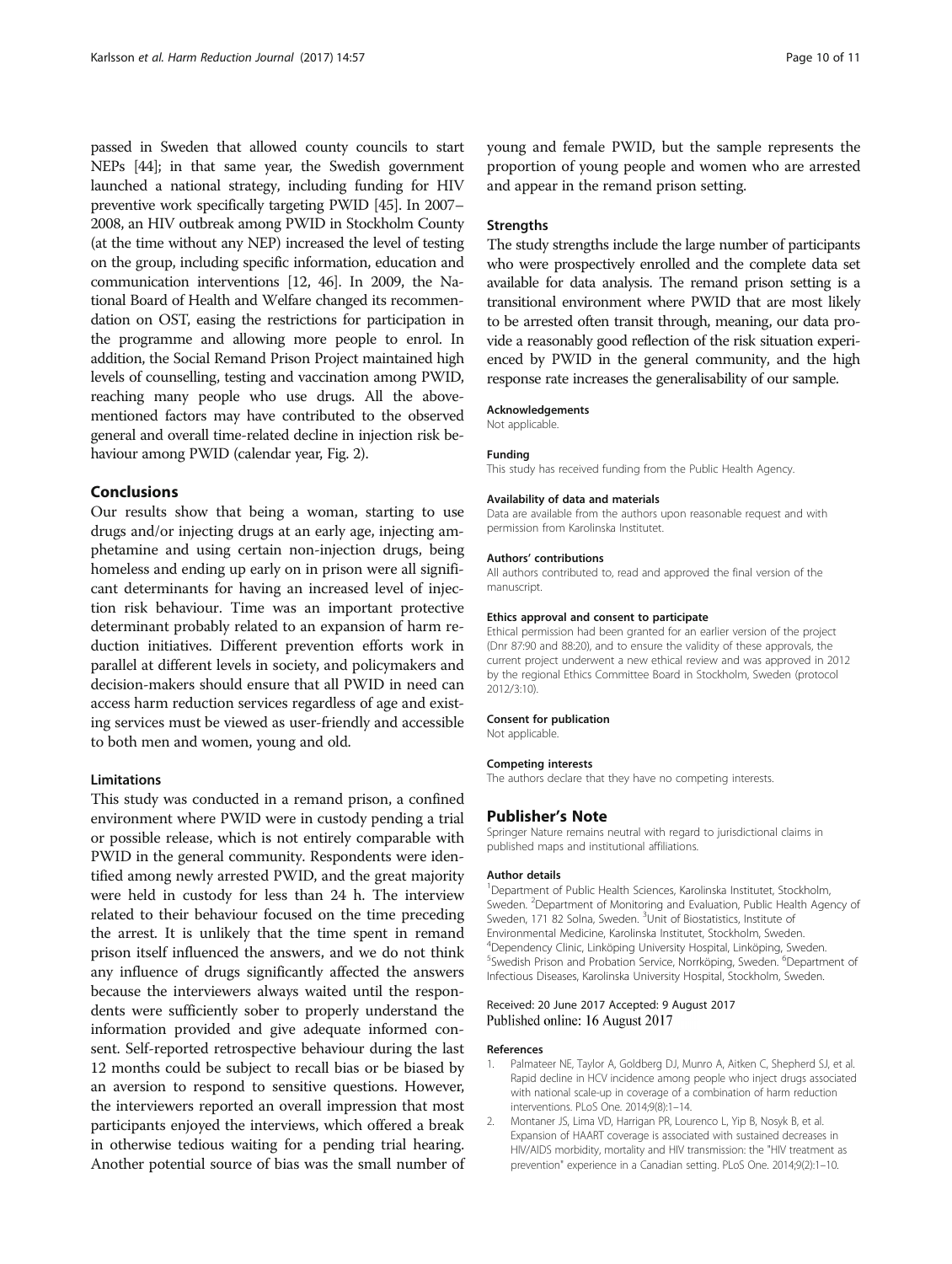passed in Sweden that allowed county councils to start NEPs [44]; in that same year, the Swedish government launched a national strategy, including funding for HIV preventive work specifically targeting PWID [45]. In 2007–2008, an HIV outbreak among PWID in Stockholm County (at the time without any NEP) increased the level of testing on the group, including specific information, education and communication interventions [12, 46]. In 2009, the National Board of Health and Welfare changed its recommendation on OST, easing the restrictions for participation in the programme and allowing more people to enrol. In addition, the Social Remand Prison Project maintained high levels of counselling, testing and vaccination among PWID, reaching many people who use drugs. All the above-mentioned factors may have contributed to the observed general and overall time-related decline in injection risk behaviour among PWID (calendar year, Fig. 2).

## Conclusions

Our results show that being a woman, starting to use drugs and/or injecting drugs at an early age, injecting amphetamine and using certain non-injection drugs, being homeless and ending up early on in prison were all significant determinants for having an increased level of injection risk behaviour. Time was an important protective determinant probably related to an expansion of harm reduction initiatives. Different prevention efforts work in parallel at different levels in society, and policymakers and decision-makers should ensure that all PWID in need can access harm reduction services regardless of age and existing services must be viewed as user-friendly and accessible to both men and women, young and old.

### Limitations

This study was conducted in a remand prison, a confined environment where PWID were in custody pending a trial or possible release, which is not entirely comparable with PWID in the general community. Respondents were identified among newly arrested PWID, and the great majority were held in custody for less than 24 h. The interview related to their behaviour focused on the time preceding the arrest. It is unlikely that the time spent in remand prison itself influenced the answers, and we do not think any influence of drugs significantly affected the answers because the interviewers always waited until the respondents were sufficiently sober to properly understand the information provided and give adequate informed consent. Self-reported retrospective behaviour during the last 12 months could be subject to recall bias or be biased by an aversion to respond to sensitive questions. However, the interviewers reported an overall impression that most participants enjoyed the interviews, which offered a break in otherwise tedious waiting for a pending trial hearing. Another potential source of bias was the small number of young and female PWID, but the sample represents the proportion of young people and women who are arrested and appear in the remand prison setting.

### Strengths

The study strengths include the large number of participants who were prospectively enrolled and the complete data set available for data analysis. The remand prison setting is a transitional environment where PWID that are most likely to be arrested often transit through, meaning, our data provide a reasonably good reflection of the risk situation experienced by PWID in the general community, and the high response rate increases the generalisability of our sample.

#### Acknowledgements

Not applicable.

#### Funding

This study has received funding from the Public Health Agency.

#### Availability of data and materials

Data are available from the authors upon reasonable request and with permission from Karolinska Institutet.

#### Authors' contributions

All authors contributed to, read and approved the final version of the manuscript.

#### Ethics approval and consent to participate

Ethical permission had been granted for an earlier version of the project (Dnr 87:90 and 88:20), and to ensure the validity of these approvals, the current project underwent a new ethical review and was approved in 2012 by the regional Ethics Committee Board in Stockholm, Sweden (protocol 2012/3:10).

#### Consent for publication

Not applicable.

#### Competing interests

The authors declare that they have no competing interests.

## Publisher's Note

Springer Nature remains neutral with regard to jurisdictional claims in published maps and institutional affiliations.

#### Author details

[1]Department of Public Health Sciences, Karolinska Institutet, Stockholm, Sweden. [2]Department of Monitoring and Evaluation, Public Health Agency of Sweden, 171 82 Solna, Sweden. [3]Unit of Biostatistics, Institute of Environmental Medicine, Karolinska Institutet, Stockholm, Sweden. [4]Dependency Clinic, Linköping University Hospital, Linköping, Sweden. [5]Swedish Prison and Probation Service, Norrköping, Sweden. [6]Department of Infectious Diseases, Karolinska University Hospital, Stockholm, Sweden.

Received: 20 June 2017 Accepted: 9 August 2017
Published online: 16 August 2017

#### References

1. Palmateer NE, Taylor A, Goldberg DJ, Munro A, Aitken C, Shepherd SJ, et al. Rapid decline in HCV incidence among people who inject drugs associated with national scale-up in coverage of a combination of harm reduction interventions. PLoS One. 2014;9(8):1–14.
2. Montaner JS, Lima VD, Harrigan PR, Lourenco L, Yip B, Nosyk B, et al. Expansion of HAART coverage is associated with sustained decreases in HIV/AIDS morbidity, mortality and HIV transmission: the "HIV treatment as prevention" experience in a Canadian setting. PLoS One. 2014;9(2):1–10.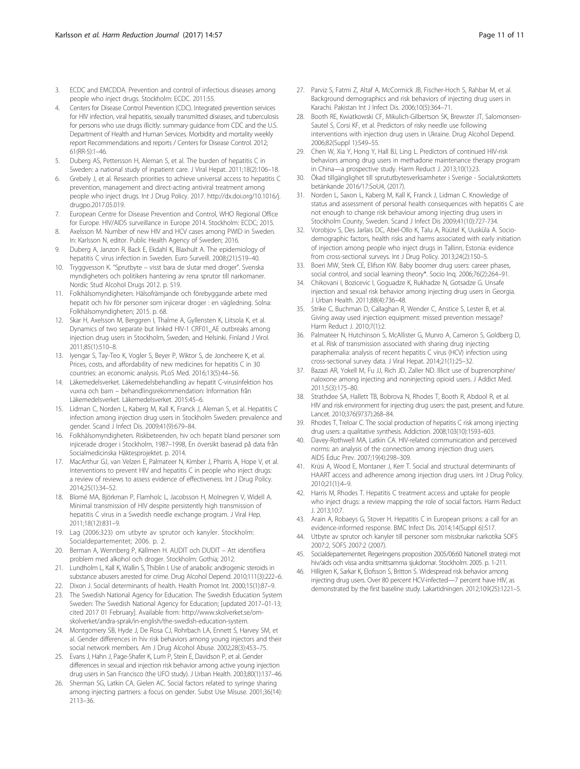3. ECDC and EMCDDA. Prevention and control of infectious diseases among people who inject drugs. Stockholm: ECDC. 2011:55.
4. Centers for Disease Control Prevention (CDC). Integrated prevention services for HIV infection, viral hepatitis, sexually transmitted diseases, and tuberculosis for persons who use drugs illicitly: summary guidance from CDC and the U.S. Department of Health and Human Services. Morbidity and mortality weekly report Recommendations and reports / Centers for Disease Control. 2012; 61(RR-5):1–46.
5. Duberg AS, Pettersson H, Aleman S, et al. The burden of hepatitis C in Sweden: a national study of inpatient care. J Viral Hepat. 2011;18(2):106–18.
6. Grebely J, et al. Research priorities to achieve universal access to hepatitis C prevention, management and direct-acting antiviral treatment among people who inject drugs. Int J Drug Policy. 2017. http://dx.doi.org/10.1016/j.drugpo.2017.05.019.
7. European Centre for Disease Prevention and Control, WHO Regional Office for Europe. HIV/AIDS surveillance in Europe 2014. Stockholm: ECDC; 2015.
8. Axelsson M. Number of new HIV and HCV cases among PWID in Sweden. In: Karlsson N, editor. Public Health Agency of Sweden; 2016.
9. Duberg A, Janzon R, Back E, Ekdahl K, Blaxhult A. The epidemiology of hepatitis C virus infection in Sweden. Euro Surveill. 2008;(21):519–40.
10. Tryggvesson K. "Sprutbyte – visst bara de slutar med droger". Svenska myndigheters och politikers hantering av rena sprutor till narkomaner. Nordic Stud Alcohol Drugs 2012. p. 519.
11. Folkhälsomyndigheten. Hälsofrämjande och förebyggande arbete med hepatit och hiv för personer som injicerar droger : en vägledning. Solna: Folkhälsomyndigheten; 2015. p. 68.
12. Skar H, Axelsson M, Berggren I, Thalme A, Gyllensten K, Liitsola K, et al. Dynamics of two separate but linked HIV-1 CRF01_AE outbreaks among injection drug users in Stockholm, Sweden, and Helsinki. Finland J Virol. 2011;85(1):510–8.
13. Iyengar S, Tay-Teo K, Vogler S, Beyer P, Wiktor S, de Joncheere K, et al. Prices, costs, and affordability of new medicines for hepatitis C in 30 countries: an economic analysis. PLoS Med. 2016;13(5):44–56.
14. Läkemedelsverket. Läkemedelsbehandling av hepatit C-virusinfektion hos vuxna och barn – behandlingsrekommendation: Information från Läkemedelsverket. Läkemedelsverket. 2015:45–6.
15. Lidman C, Norden L, Kaberg M, Kall K, Franck J, Aleman S, et al. Hepatitis C infection among injection drug users in Stockholm Sweden: prevalence and gender. Scand J Infect Dis. 2009;41(9):679–84.
16. Folkhälsomyndigheten. Riskbeteenden, hiv och hepatit bland personer som injicerade droger i Stockholm, 1987–1998, En översikt baserad på data från Socialmedicinska Häktesprojektet. p. 2014.
17. MacArthur GJ, van Velzen E, Palmateer N, Kimber J, Pharris A, Hope V, et al. Interventions to prevent HIV and hepatitis C in people who inject drugs: a review of reviews to assess evidence of effectiveness. Int J Drug Policy. 2014;25(1):34–52.
18. Blomé MA, Björkman P, Flamholc L, Jacobsson H, Molnegren V, Widell A. Minimal transmission of HIV despite persistently high transmission of hepatitis C virus in a Swedish needle exchange program. J Viral Hep. 2011;18(12):831–9.
19. Lag (2006:323) om utbyte av sprutor och kanyler. Stockholm: Socialdepartementet; 2006. p. 2.
20. Berman A, Wennberg P, Källmen H. AUDIT och DUDIT – Att identifiera problem med alkohol och droger. Stockholm: Gothia; 2012.
21. Lundholm L, Kall K, Wallin S, Thiblin I. Use of anabolic androgenic steroids in substance abusers arrested for crime. Drug Alcohol Depend. 2010;111(3):222–6.
22. Dixon J. Social determinants of health. Health Promot Int. 2000;15(1):87–9.
23. The Swedish National Agency for Education. The Swedish Education System Sweden: The Swedish National Agency for Education; [updated 2017–01-13; cited 2017 01 February]. Available from: http://www.skolverket.se/om-skolverket/andra-sprak/in-english/the-swedish-education-system.
24. Montgomery SB, Hyde J, De Rosa CJ, Rohrbach LA, Ennett S, Harvey SM, et al. Gender differences in hiv risk behaviors among young injectors and their social network members. Am J Drug Alcohol Abuse. 2002;28(3):453–75.
25. Evans J, Hahn J, Page-Shafer K, Lum P, Stein E, Davidson P, et al. Gender differences in sexual and injection risk behavior among active young injection drug users in San Francisco (the UFO study). J Urban Health. 2003;80(1):137–46.
26. Sherman SG, Latkin CA, Gielen AC. Social factors related to syringe sharing among injecting partners: a focus on gender. Subst Use Misuse. 2001;36(14): 2113–36.
27. Parviz S, Fatmi Z, Altaf A, McCormick JB, Fischer-Hoch S, Rahbar M, et al. Background demographics and risk behaviors of injecting drug users in Karachi. Pakistan Int J Infect Dis. 2006;10(5):364–71.
28. Booth RE, Kwiatkowski CF, Mikulich-Gilbertson SK, Brewster JT, Salomonsen-Sautel S, Corsi KF, et al. Predictors of risky needle use following interventions with injection drug users in Ukraine. Drug Alcohol Depend. 2006;82(Suppl 1):S49–55.
29. Chen W, Xia Y, Hong Y, Hall BJ, Ling L. Predictors of continued HIV-risk behaviors among drug users in methadone maintenance therapy program in China—a prospective study. Harm Reduct J. 2013;10(1):23.
30. Ökad tillgänglighet till sprututbytesverksamheter i Sverige - Socialutskottets betänkande 2016/17:SoU4, (2017).
31. Norden L, Saxon L, Kaberg M, Kall K, Franck J, Lidman C. Knowledge of status and assessment of personal health consequences with hepatitis C are not enough to change risk behaviour among injecting drug users in Stockholm County, Sweden. Scand J Infect Dis 2009;41(10):727-734.
32. Vorobjov S, Des Jarlais DC, Abel-Ollo K, Talu A, Rüütel K, Uusküla A. Socio-demographic factors, health risks and harms associated with early initiation of injection among people who inject drugs in Tallinn, Estonia: evidence from cross-sectional surveys. Int J Drug Policy. 2013;24(2):150–5.
33. Boeri MW, Sterk CE, Elifson KW. Baby boomer drug users: career phases, social control, and social learning theory*. Socio Inq. 2006;76(2):264–91.
34. Chikovani I, Bozicevic I, Goguadze K, Rukhadze N, Gotsadze G. Unsafe injection and sexual risk behavior among injecting drug users in Georgia. J Urban Health. 2011;88(4):736–48.
35. Strike C, Buchman D, Callaghan R, Wender C, Anstice S, Lester B, et al. Giving away used injection equipment: missed prevention message? Harm Reduct J. 2010;7(1):2.
36. Palmateer N, Hutchinson S, McAllister G, Munro A, Cameron S, Goldberg D, et al. Risk of transmission associated with sharing drug injecting paraphernalia: analysis of recent hepatitis C virus (HCV) infection using cross-sectional survey data. J Viral Hepat. 2014;21(1):25–32.
37. Bazazi AR, Yokell M, Fu JJ, Rich JD, Zaller ND. Illicit use of buprenorphine/ naloxone among injecting and noninjecting opioid users. J Addict Med. 2011;5(3):175–80.
38. Strathdee SA, Hallett TB, Bobrova N, Rhodes T, Booth R, Abdool R, et al. HIV and risk environment for injecting drug users: the past, present, and future. Lancet. 2010;376(9737):268–84.
39. Rhodes T, Treloar C. The social production of hepatitis C risk among injecting drug users: a qualitative synthesis. Addiction. 2008;103(10):1593–603.
40. Davey-Rothwell MA, Latkin CA. HIV-related communication and perceived norms: an analysis of the connection among injection drug users. AIDS Educ Prev. 2007;19(4):298–309.
41. Krüsi A, Wood E, Montaner J, Kerr T. Social and structural determinants of HAART access and adherence among injection drug users. Int J Drug Policy. 2010;21(1):4–9.
42. Harris M, Rhodes T. Hepatitis C treatment access and uptake for people who inject drugs: a review mapping the role of social factors. Harm Reduct J. 2013;10:7.
43. Arain A, Robaeys G, Stover H. Hepatitis C in European prisons: a call for an evidence-informed response. BMC Infect Dis. 2014;14(Suppl 6):S17.
44. Utbyte av sprutor och kanyler till personer som missbrukar narkotika SOFS 2007:2, SOFS 2007:2 (2007).
45. Socialdepartementet. Regeringens proposition 2005/06:60 Nationell strategi mot hiv/aids och vissa andra smittsamma sjukdomar. Stockholm: 2005. p. 1-211.
46. Hillgren K, Sarkar K, Elofsson S, Britton S. Widespread risk behavior among injecting drug users. Over 80 percent HCV-infected—7 percent have HIV, as demonstrated by the first baseline study. Lakartidningen. 2012;109(25):1221–5.